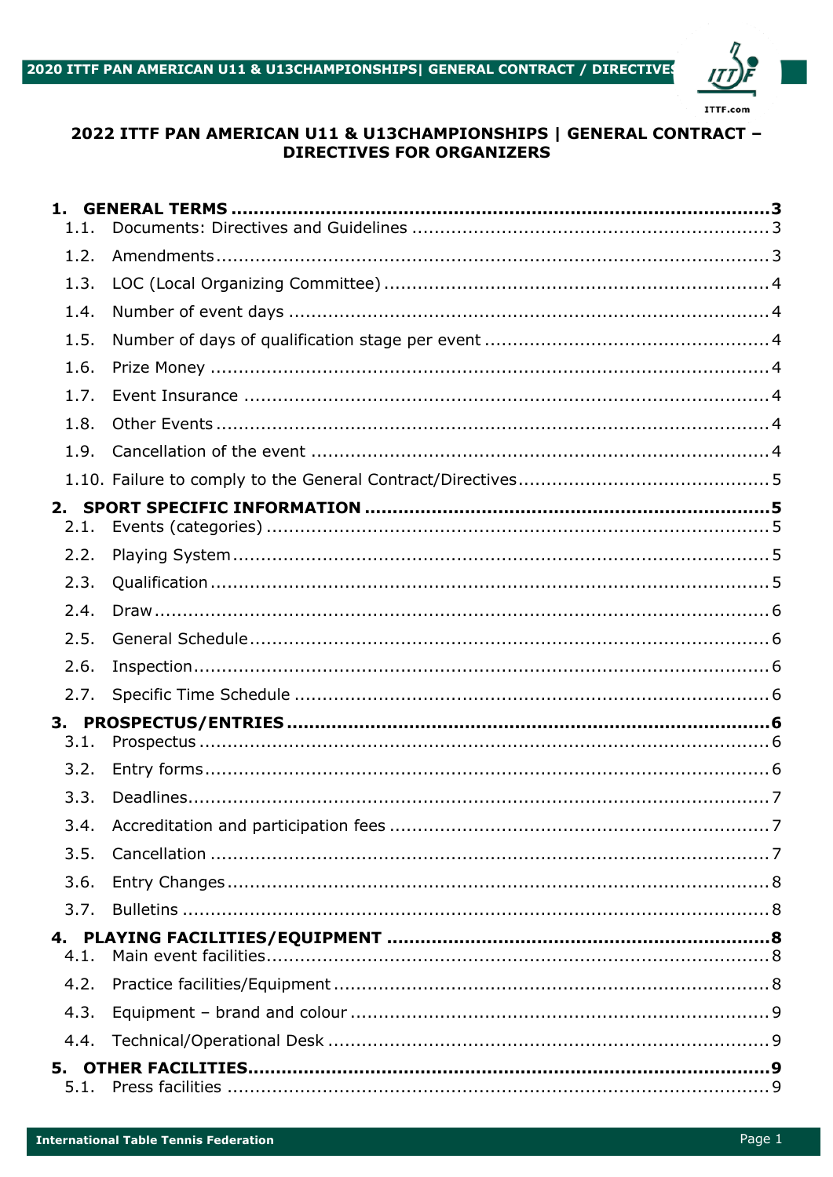# 2022 ITTF PAN AMERICAN U11 & U13CHAMPIONSHIPS | GENERAL CONTRACT – DIRECTIVES FOR ORGANIZERS

**1. GENERAL TERMS** ..... 3
- 1.1. Documents: Directives and Guidelines ..... 3
- 1.2. Amendments ..... 3
- 1.3. LOC (Local Organizing Committee) ..... 4
- 1.4. Number of event days ..... 4
- 1.5. Number of days of qualification stage per event ..... 4
- 1.6. Prize Money ..... 4
- 1.7. Event Insurance ..... 4
- 1.8. Other Events ..... 4
- 1.9. Cancellation of the event ..... 4
- 1.10. Failure to comply to the General Contract/Directives ..... 5

**2. SPORT SPECIFIC INFORMATION** ..... 5
- 2.1. Events (categories) ..... 5
- 2.2. Playing System ..... 5
- 2.3. Qualification ..... 5
- 2.4. Draw ..... 6
- 2.5. General Schedule ..... 6
- 2.6. Inspection ..... 6
- 2.7. Specific Time Schedule ..... 6

**3. PROSPECTUS/ENTRIES** ..... 6
- 3.1. Prospectus ..... 6
- 3.2. Entry forms ..... 6
- 3.3. Deadlines ..... 7
- 3.4. Accreditation and participation fees ..... 7
- 3.5. Cancellation ..... 7
- 3.6. Entry Changes ..... 8
- 3.7. Bulletins ..... 8

**4. PLAYING FACILITIES/EQUIPMENT** ..... 8
- 4.1. Main event facilities ..... 8
- 4.2. Practice facilities/Equipment ..... 8
- 4.3. Equipment – brand and colour ..... 9
- 4.4. Technical/Operational Desk ..... 9

**5. OTHER FACILITIES** ..... 9
- 5.1. Press facilities ..... 9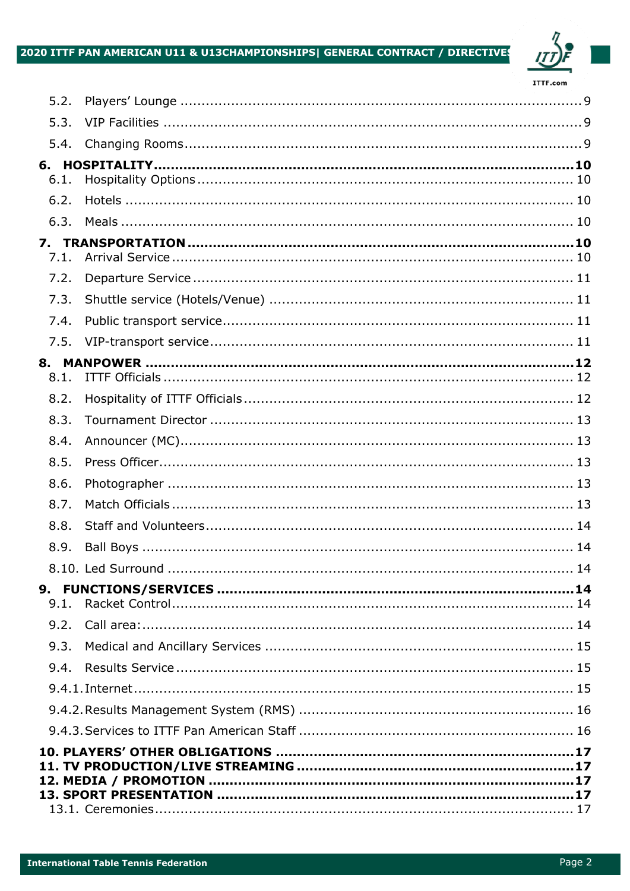5.2. Players' Lounge ..................................................................................... 9

5.3. VIP Facilities ......................................................................................... 9

5.4. Changing Rooms ..................................................................................... 9

**6. HOSPITALITY ............................................................................................. 10**

6.1. Hospitality Options ............................................................................... 10

6.2. Hotels ................................................................................................. 10

6.3. Meals ................................................................................................... 10

**7. TRANSPORTATION ..................................................................................... 10**

7.1. Arrival Service ...................................................................................... 10

7.2. Departure Service ................................................................................. 11

7.3. Shuttle service (Hotels/Venue) .............................................................. 11

7.4. Public transport service .......................................................................... 11

7.5. VIP-transport service ............................................................................. 11

**8. MANPOWER .............................................................................................. 12**

8.1. ITTF Officials ....................................................................................... 12

8.2. Hospitality of ITTF Officials ..................................................................... 12

8.3. Tournament Director ............................................................................. 13

8.4. Announcer (MC) .................................................................................... 13

8.5. Press Officer ......................................................................................... 13

8.6. Photographer ........................................................................................ 13

8.7. Match Officials ...................................................................................... 13

8.8. Staff and Volunteers .............................................................................. 14

8.9. Ball Boys ............................................................................................. 14

8.10. Led Surround ...................................................................................... 14

**9. FUNCTIONS/SERVICES ............................................................................... 14**

9.1. Racket Control ...................................................................................... 14

9.2. Call area: ............................................................................................. 14

9.3. Medical and Ancillary Services ............................................................... 15

9.4. Results Service ..................................................................................... 15

9.4.1. Internet ............................................................................................ 15

9.4.2. Results Management System (RMS) ..................................................... 16

9.4.3. Services to ITTF Pan American Staff ..................................................... 16

**10. PLAYERS' OTHER OBLIGATIONS ................................................................. 17**

**11. TV PRODUCTION/LIVE STREAMING ............................................................. 17**

**12. MEDIA / PROMOTION ................................................................................ 17**

**13. SPORT PRESENTATION .............................................................................. 17**

13.1. Ceremonies ........................................................................................ 17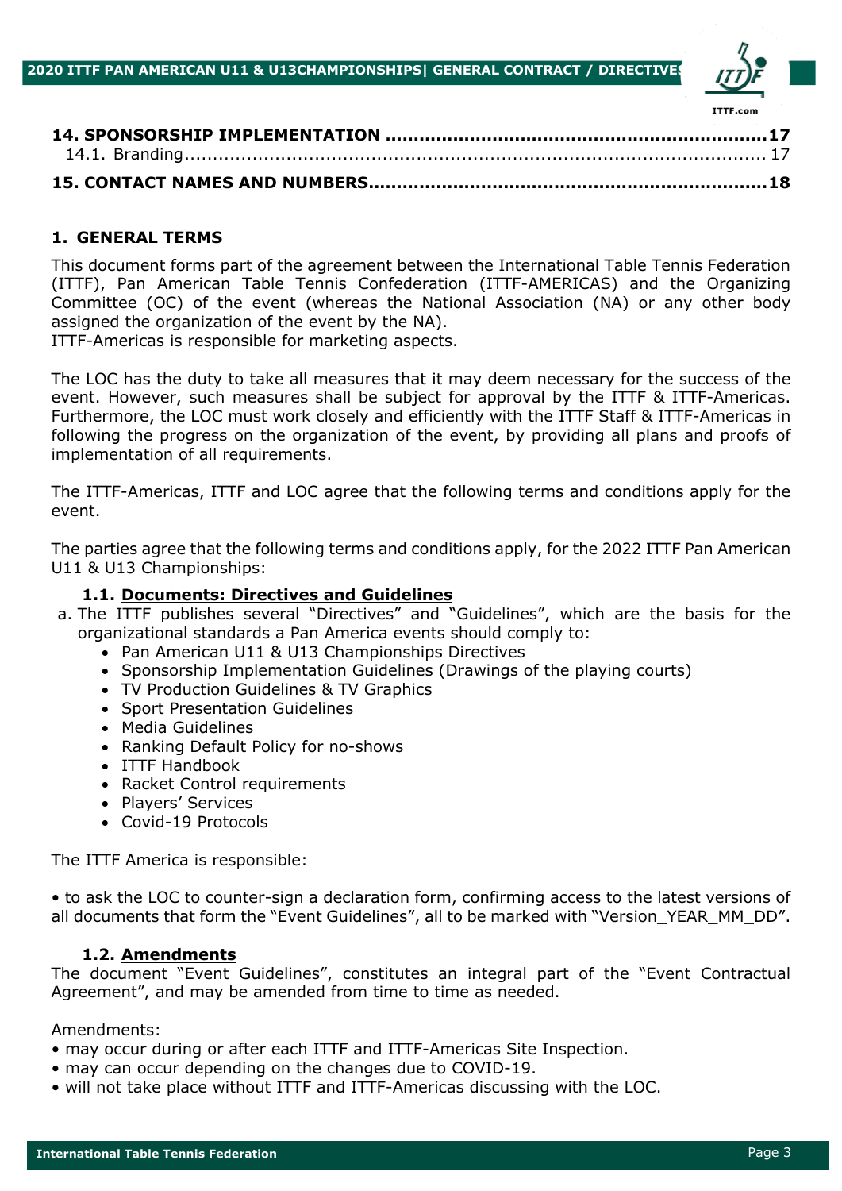**14. SPONSORSHIP IMPLEMENTATION ..................................................................17**
14.1. Branding ..................................................................................................... 17

**15. CONTACT NAMES AND NUMBERS......................................................................18**

## 1. GENERAL TERMS

This document forms part of the agreement between the International Table Tennis Federation (ITTF), Pan American Table Tennis Confederation (ITTF-AMERICAS) and the Organizing Committee (OC) of the event (whereas the National Association (NA) or any other body assigned the organization of the event by the NA).
ITTF-Americas is responsible for marketing aspects.

The LOC has the duty to take all measures that it may deem necessary for the success of the event. However, such measures shall be subject for approval by the ITTF & ITTF-Americas. Furthermore, the LOC must work closely and efficiently with the ITTF Staff & ITTF-Americas in following the progress on the organization of the event, by providing all plans and proofs of implementation of all requirements.

The ITTF-Americas, ITTF and LOC agree that the following terms and conditions apply for the event.

The parties agree that the following terms and conditions apply, for the 2022 ITTF Pan American U11 & U13 Championships:

### 1.1. Documents: Directives and Guidelines

a. The ITTF publishes several "Directives" and "Guidelines", which are the basis for the organizational standards a Pan America events should comply to:
   - Pan American U11 & U13 Championships Directives
   - Sponsorship Implementation Guidelines (Drawings of the playing courts)
   - TV Production Guidelines & TV Graphics
   - Sport Presentation Guidelines
   - Media Guidelines
   - Ranking Default Policy for no-shows
   - ITTF Handbook
   - Racket Control requirements
   - Players' Services
   - Covid-19 Protocols

The ITTF America is responsible:

• to ask the LOC to counter-sign a declaration form, confirming access to the latest versions of all documents that form the "Event Guidelines", all to be marked with "Version_YEAR_MM_DD".

### 1.2. Amendments

The document "Event Guidelines", constitutes an integral part of the "Event Contractual Agreement", and may be amended from time to time as needed.

Amendments:
- may occur during or after each ITTF and ITTF-Americas Site Inspection.
- may can occur depending on the changes due to COVID-19.
- will not take place without ITTF and ITTF-Americas discussing with the LOC.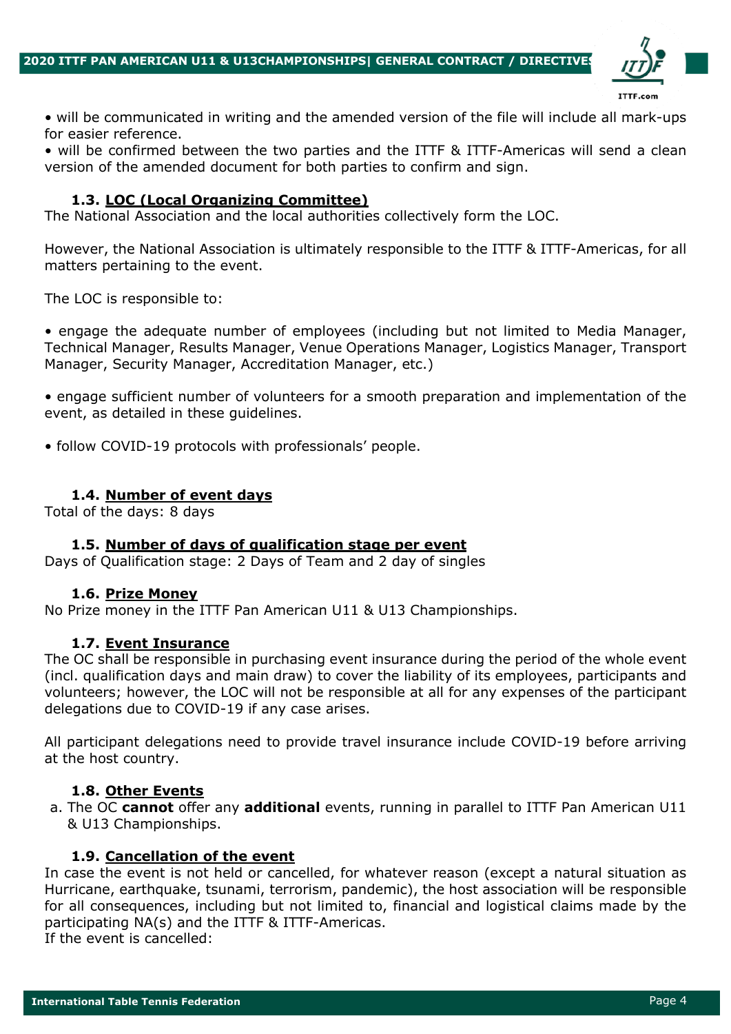• will be communicated in writing and the amended version of the file will include all mark-ups for easier reference.
• will be confirmed between the two parties and the ITTF & ITTF-Americas will send a clean version of the amended document for both parties to confirm and sign.

### 1.3. LOC (Local Organizing Committee)

The National Association and the local authorities collectively form the LOC.

However, the National Association is ultimately responsible to the ITTF & ITTF-Americas, for all matters pertaining to the event.

The LOC is responsible to:

• engage the adequate number of employees (including but not limited to Media Manager, Technical Manager, Results Manager, Venue Operations Manager, Logistics Manager, Transport Manager, Security Manager, Accreditation Manager, etc.)

• engage sufficient number of volunteers for a smooth preparation and implementation of the event, as detailed in these guidelines.

• follow COVID-19 protocols with professionals' people.

### 1.4. Number of event days

Total of the days: 8 days

### 1.5. Number of days of qualification stage per event

Days of Qualification stage: 2 Days of Team and 2 day of singles

### 1.6. Prize Money

No Prize money in the ITTF Pan American U11 & U13 Championships.

### 1.7. Event Insurance

The OC shall be responsible in purchasing event insurance during the period of the whole event (incl. qualification days and main draw) to cover the liability of its employees, participants and volunteers; however, the LOC will not be responsible at all for any expenses of the participant delegations due to COVID-19 if any case arises.

All participant delegations need to provide travel insurance include COVID-19 before arriving at the host country.

### 1.8. Other Events

a. The OC **cannot** offer any **additional** events, running in parallel to ITTF Pan American U11 & U13 Championships.

### 1.9. Cancellation of the event

In case the event is not held or cancelled, for whatever reason (except a natural situation as Hurricane, earthquake, tsunami, terrorism, pandemic), the host association will be responsible for all consequences, including but not limited to, financial and logistical claims made by the participating NA(s) and the ITTF & ITTF-Americas.
If the event is cancelled: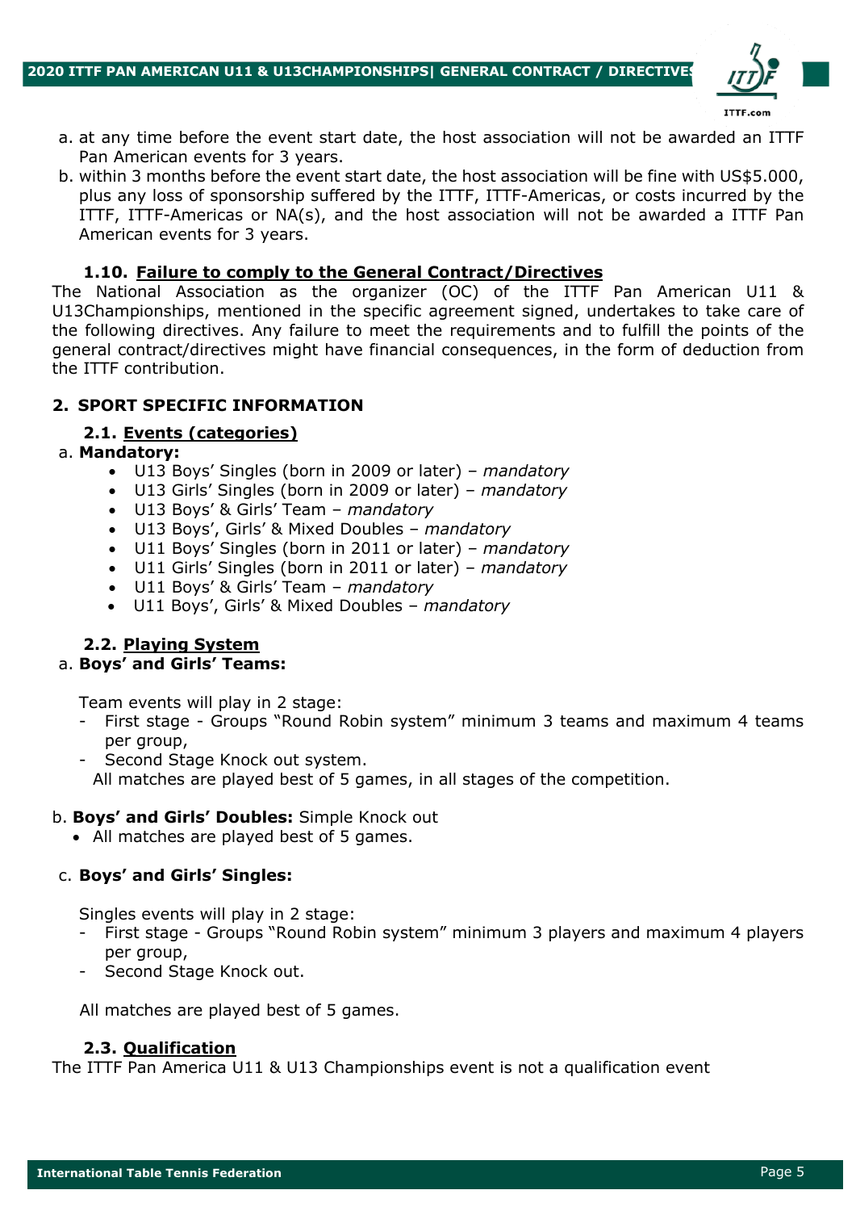a. at any time before the event start date, the host association will not be awarded an ITTF Pan American events for 3 years.
b. within 3 months before the event start date, the host association will be fine with US$5.000, plus any loss of sponsorship suffered by the ITTF, ITTF-Americas, or costs incurred by the ITTF, ITTF-Americas or NA(s), and the host association will not be awarded a ITTF Pan American events for 3 years.

### 1.10. Failure to comply to the General Contract/Directives

The National Association as the organizer (OC) of the ITTF Pan American U11 & U13Championships, mentioned in the specific agreement signed, undertakes to take care of the following directives. Any failure to meet the requirements and to fulfill the points of the general contract/directives might have financial consequences, in the form of deduction from the ITTF contribution.

## 2. SPORT SPECIFIC INFORMATION

### 2.1. Events (categories)

a. **Mandatory:**

- U13 Boys' Singles (born in 2009 or later) – *mandatory*
- U13 Girls' Singles (born in 2009 or later) – *mandatory*
- U13 Boys' & Girls' Team – *mandatory*
- U13 Boys', Girls' & Mixed Doubles – *mandatory*
- U11 Boys' Singles (born in 2011 or later) – *mandatory*
- U11 Girls' Singles (born in 2011 or later) – *mandatory*
- U11 Boys' & Girls' Team – *mandatory*
- U11 Boys', Girls' & Mixed Doubles – *mandatory*

### 2.2. Playing System

a. **Boys' and Girls' Teams:**

Team events will play in 2 stage:

- First stage - Groups "Round Robin system" minimum 3 teams and maximum 4 teams per group,
- Second Stage Knock out system.

All matches are played best of 5 games, in all stages of the competition.

b. **Boys' and Girls' Doubles:** Simple Knock out

- All matches are played best of 5 games.

c. **Boys' and Girls' Singles:**

Singles events will play in 2 stage:

- First stage - Groups "Round Robin system" minimum 3 players and maximum 4 players per group,
- Second Stage Knock out.

All matches are played best of 5 games.

### 2.3. Qualification

The ITTF Pan America U11 & U13 Championships event is not a qualification event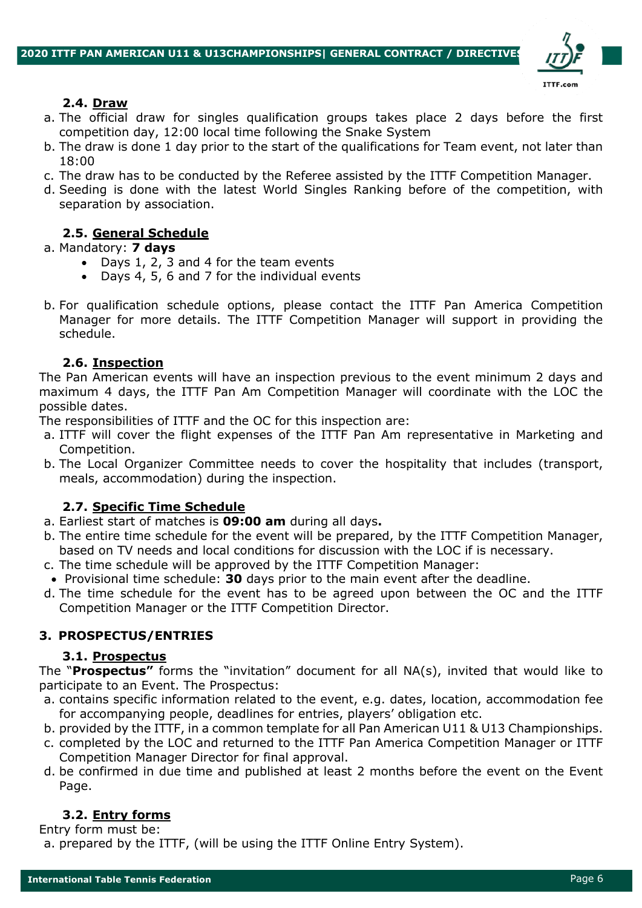### 2.4. Draw

a. The official draw for singles qualification groups takes place 2 days before the first competition day, 12:00 local time following the Snake System
b. The draw is done 1 day prior to the start of the qualifications for Team event, not later than 18:00
c. The draw has to be conducted by the Referee assisted by the ITTF Competition Manager.
d. Seeding is done with the latest World Singles Ranking before of the competition, with separation by association.

### 2.5. General Schedule

a. Mandatory: **7 days**
   - Days 1, 2, 3 and 4 for the team events
   - Days 4, 5, 6 and 7 for the individual events

b. For qualification schedule options, please contact the ITTF Pan America Competition Manager for more details. The ITTF Competition Manager will support in providing the schedule.

### 2.6. Inspection

The Pan American events will have an inspection previous to the event minimum 2 days and maximum 4 days, the ITTF Pan Am Competition Manager will coordinate with the LOC the possible dates.

The responsibilities of ITTF and the OC for this inspection are:

a. ITTF will cover the flight expenses of the ITTF Pan Am representative in Marketing and Competition.
b. The Local Organizer Committee needs to cover the hospitality that includes (transport, meals, accommodation) during the inspection.

### 2.7. Specific Time Schedule

a. Earliest start of matches is **09:00 am** during all days**.**
b. The entire time schedule for the event will be prepared, by the ITTF Competition Manager, based on TV needs and local conditions for discussion with the LOC if is necessary.
c. The time schedule will be approved by the ITTF Competition Manager:
   - Provisional time schedule: **30** days prior to the main event after the deadline.
d. The time schedule for the event has to be agreed upon between the OC and the ITTF Competition Manager or the ITTF Competition Director.

## 3. PROSPECTUS/ENTRIES

### 3.1. Prospectus

The "**Prospectus"** forms the "invitation" document for all NA(s), invited that would like to participate to an Event. The Prospectus:

a. contains specific information related to the event, e.g. dates, location, accommodation fee for accompanying people, deadlines for entries, players' obligation etc.
b. provided by the ITTF, in a common template for all Pan American U11 & U13 Championships.
c. completed by the LOC and returned to the ITTF Pan America Competition Manager or ITTF Competition Manager Director for final approval.
d. be confirmed in due time and published at least 2 months before the event on the Event Page.

### 3.2. Entry forms

Entry form must be:

a. prepared by the ITTF, (will be using the ITTF Online Entry System).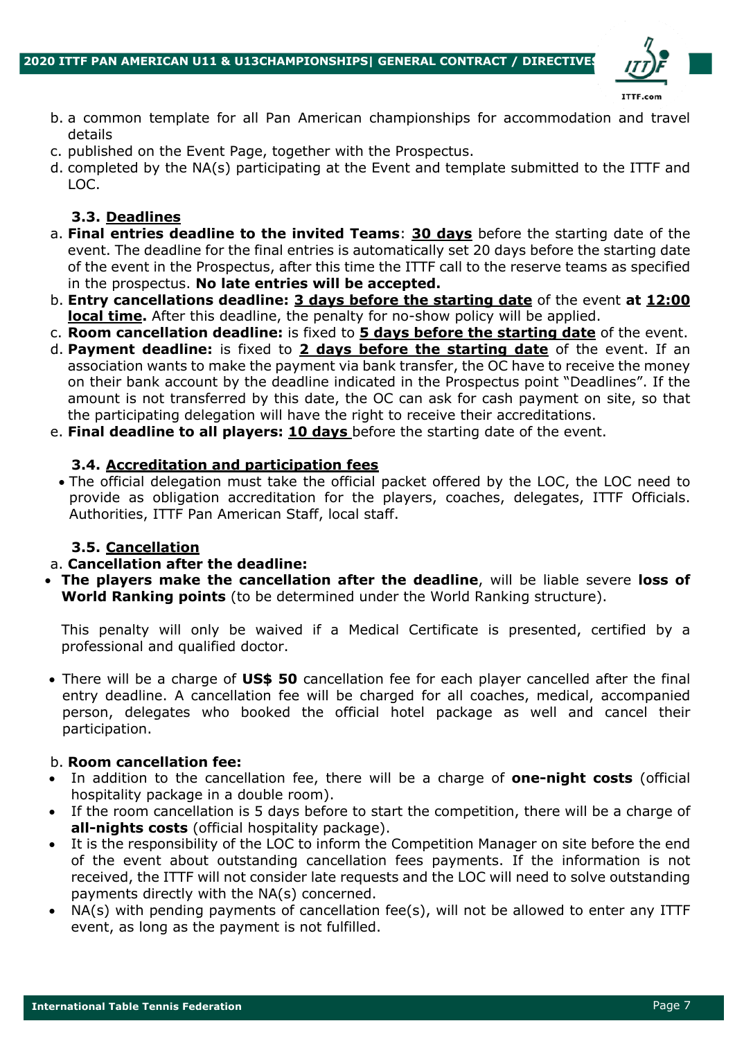b. a common template for all Pan American championships for accommodation and travel details
c. published on the Event Page, together with the Prospectus.
d. completed by the NA(s) participating at the Event and template submitted to the ITTF and LOC.

### 3.3. Deadlines

a. **Final entries deadline to the invited Teams**: **30 days** before the starting date of the event. The deadline for the final entries is automatically set 20 days before the starting date of the event in the Prospectus, after this time the ITTF call to the reserve teams as specified in the prospectus. **No late entries will be accepted.**
b. **Entry cancellations deadline: 3 days before the starting date** of the event **at 12:00 local time.** After this deadline, the penalty for no-show policy will be applied.
c. **Room cancellation deadline:** is fixed to **5 days before the starting date** of the event.
d. **Payment deadline:** is fixed to **2 days before the starting date** of the event. If an association wants to make the payment via bank transfer, the OC have to receive the money on their bank account by the deadline indicated in the Prospectus point "Deadlines". If the amount is not transferred by this date, the OC can ask for cash payment on site, so that the participating delegation will have the right to receive their accreditations.
e. **Final deadline to all players: 10 days** before the starting date of the event.

### 3.4. Accreditation and participation fees

- The official delegation must take the official packet offered by the LOC, the LOC need to provide as obligation accreditation for the players, coaches, delegates, ITTF Officials. Authorities, ITTF Pan American Staff, local staff.

### 3.5. Cancellation

a. **Cancellation after the deadline:**

- **The players make the cancellation after the deadline**, will be liable severe **loss of World Ranking points** (to be determined under the World Ranking structure).

  This penalty will only be waived if a Medical Certificate is presented, certified by a professional and qualified doctor.

- There will be a charge of **US$ 50** cancellation fee for each player cancelled after the final entry deadline. A cancellation fee will be charged for all coaches, medical, accompanied person, delegates who booked the official hotel package as well and cancel their participation.

b. **Room cancellation fee:**

- In addition to the cancellation fee, there will be a charge of **one-night costs** (official hospitality package in a double room).
- If the room cancellation is 5 days before to start the competition, there will be a charge of **all-nights costs** (official hospitality package).
- It is the responsibility of the LOC to inform the Competition Manager on site before the end of the event about outstanding cancellation fees payments. If the information is not received, the ITTF will not consider late requests and the LOC will need to solve outstanding payments directly with the NA(s) concerned.
- NA(s) with pending payments of cancellation fee(s), will not be allowed to enter any ITTF event, as long as the payment is not fulfilled.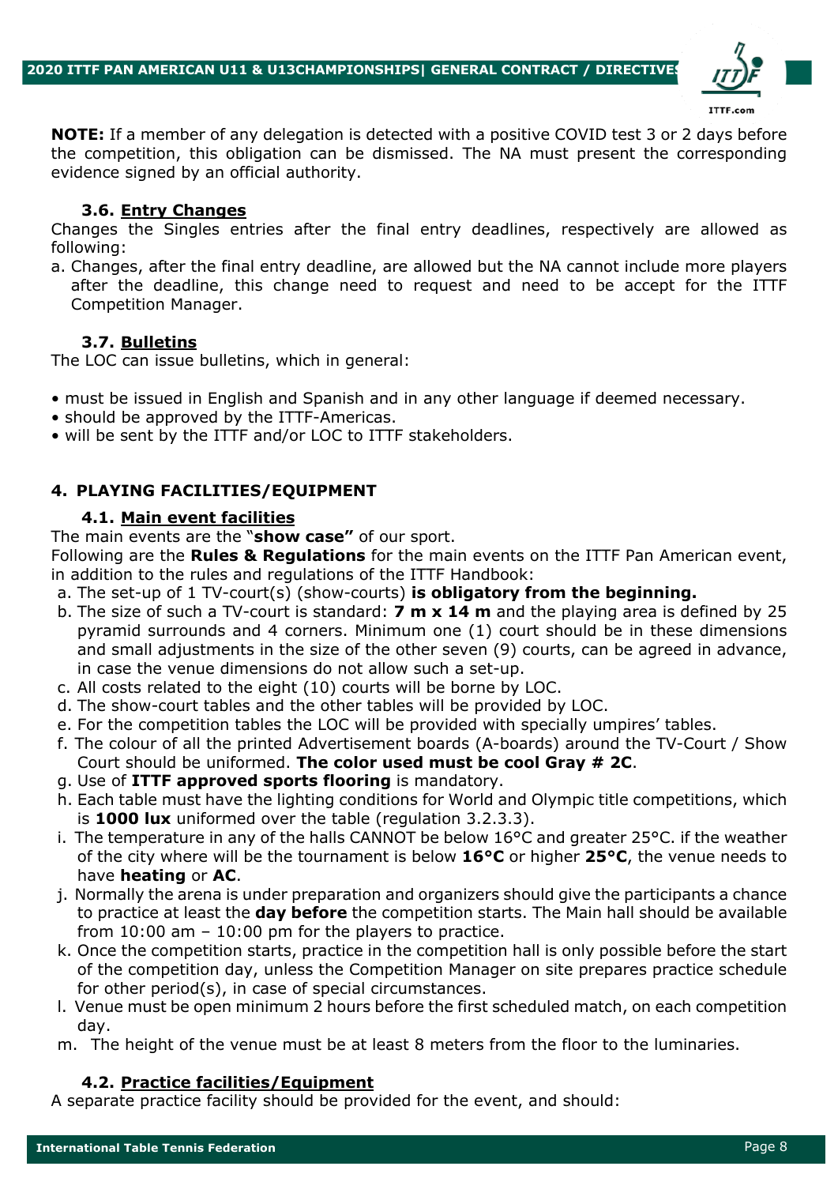**NOTE:** If a member of any delegation is detected with a positive COVID test 3 or 2 days before the competition, this obligation can be dismissed. The NA must present the corresponding evidence signed by an official authority.

### 3.6. Entry Changes

Changes the Singles entries after the final entry deadlines, respectively are allowed as following:

a. Changes, after the final entry deadline, are allowed but the NA cannot include more players after the deadline, this change need to request and need to be accept for the ITTF Competition Manager.

### 3.7. Bulletins

The LOC can issue bulletins, which in general:

- must be issued in English and Spanish and in any other language if deemed necessary.
- should be approved by the ITTF-Americas.
- will be sent by the ITTF and/or LOC to ITTF stakeholders.

## 4. PLAYING FACILITIES/EQUIPMENT

### 4.1. Main event facilities

The main events are the "**show case"** of our sport.

Following are the **Rules & Regulations** for the main events on the ITTF Pan American event, in addition to the rules and regulations of the ITTF Handbook:

a. The set-up of 1 TV-court(s) (show-courts) **is obligatory from the beginning.**

b. The size of such a TV-court is standard: **7 m x 14 m** and the playing area is defined by 25 pyramid surrounds and 4 corners. Minimum one (1) court should be in these dimensions and small adjustments in the size of the other seven (9) courts, can be agreed in advance, in case the venue dimensions do not allow such a set-up.

c. All costs related to the eight (10) courts will be borne by LOC.

d. The show-court tables and the other tables will be provided by LOC.

e. For the competition tables the LOC will be provided with specially umpires' tables.

f. The colour of all the printed Advertisement boards (A-boards) around the TV-Court / Show Court should be uniformed. **The color used must be cool Gray # 2C**.

g. Use of **ITTF approved sports flooring** is mandatory.

h. Each table must have the lighting conditions for World and Olympic title competitions, which is **1000 lux** uniformed over the table (regulation 3.2.3.3).

i. The temperature in any of the halls CANNOT be below 16°C and greater 25°C. if the weather of the city where will be the tournament is below **16°C** or higher **25°C**, the venue needs to have **heating** or **AC**.

j. Normally the arena is under preparation and organizers should give the participants a chance to practice at least the **day before** the competition starts. The Main hall should be available from 10:00 am – 10:00 pm for the players to practice.

k. Once the competition starts, practice in the competition hall is only possible before the start of the competition day, unless the Competition Manager on site prepares practice schedule for other period(s), in case of special circumstances.

l. Venue must be open minimum 2 hours before the first scheduled match, on each competition day.

m. The height of the venue must be at least 8 meters from the floor to the luminaries.

### 4.2. Practice facilities/Equipment

A separate practice facility should be provided for the event, and should: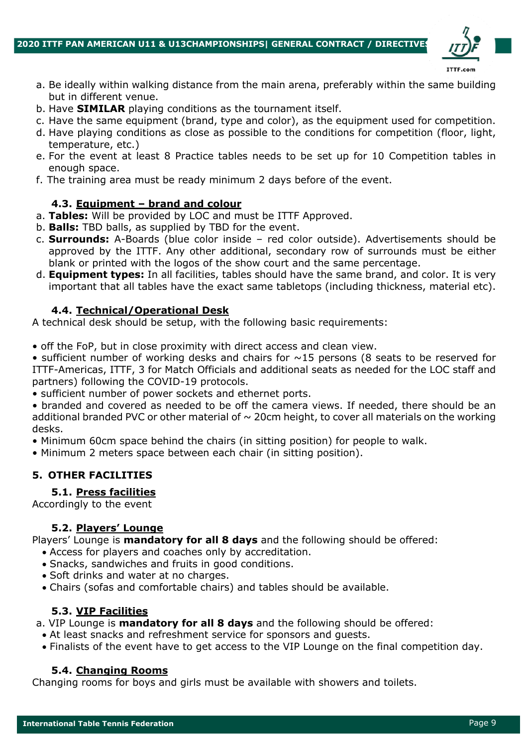a. Be ideally within walking distance from the main arena, preferably within the same building but in different venue.
b. Have **SIMILAR** playing conditions as the tournament itself.
c. Have the same equipment (brand, type and color), as the equipment used for competition.
d. Have playing conditions as close as possible to the conditions for competition (floor, light, temperature, etc.)
e. For the event at least 8 Practice tables needs to be set up for 10 Competition tables in enough space.
f. The training area must be ready minimum 2 days before of the event.

### 4.3. Equipment – brand and colour

a. **Tables:** Will be provided by LOC and must be ITTF Approved.
b. **Balls:** TBD balls, as supplied by TBD for the event.
c. **Surrounds:** A-Boards (blue color inside – red color outside). Advertisements should be approved by the ITTF. Any other additional, secondary row of surrounds must be either blank or printed with the logos of the show court and the same percentage.
d. **Equipment types:** In all facilities, tables should have the same brand, and color. It is very important that all tables have the exact same tabletops (including thickness, material etc).

### 4.4. Technical/Operational Desk

A technical desk should be setup, with the following basic requirements:

- off the FoP, but in close proximity with direct access and clean view.
- sufficient number of working desks and chairs for ~15 persons (8 seats to be reserved for ITTF-Americas, ITTF, 3 for Match Officials and additional seats as needed for the LOC staff and partners) following the COVID-19 protocols.
- sufficient number of power sockets and ethernet ports.
- branded and covered as needed to be off the camera views. If needed, there should be an additional branded PVC or other material of ~ 20cm height, to cover all materials on the working desks.
- Minimum 60cm space behind the chairs (in sitting position) for people to walk.
- Minimum 2 meters space between each chair (in sitting position).

## 5. OTHER FACILITIES

### 5.1. Press facilities

Accordingly to the event

### 5.2. Players' Lounge

Players' Lounge is **mandatory for all 8 days** and the following should be offered:

- Access for players and coaches only by accreditation.
- Snacks, sandwiches and fruits in good conditions.
- Soft drinks and water at no charges.
- Chairs (sofas and comfortable chairs) and tables should be available.

### 5.3. VIP Facilities

a. VIP Lounge is **mandatory for all 8 days** and the following should be offered:
- At least snacks and refreshment service for sponsors and guests.
- Finalists of the event have to get access to the VIP Lounge on the final competition day.

### 5.4. Changing Rooms

Changing rooms for boys and girls must be available with showers and toilets.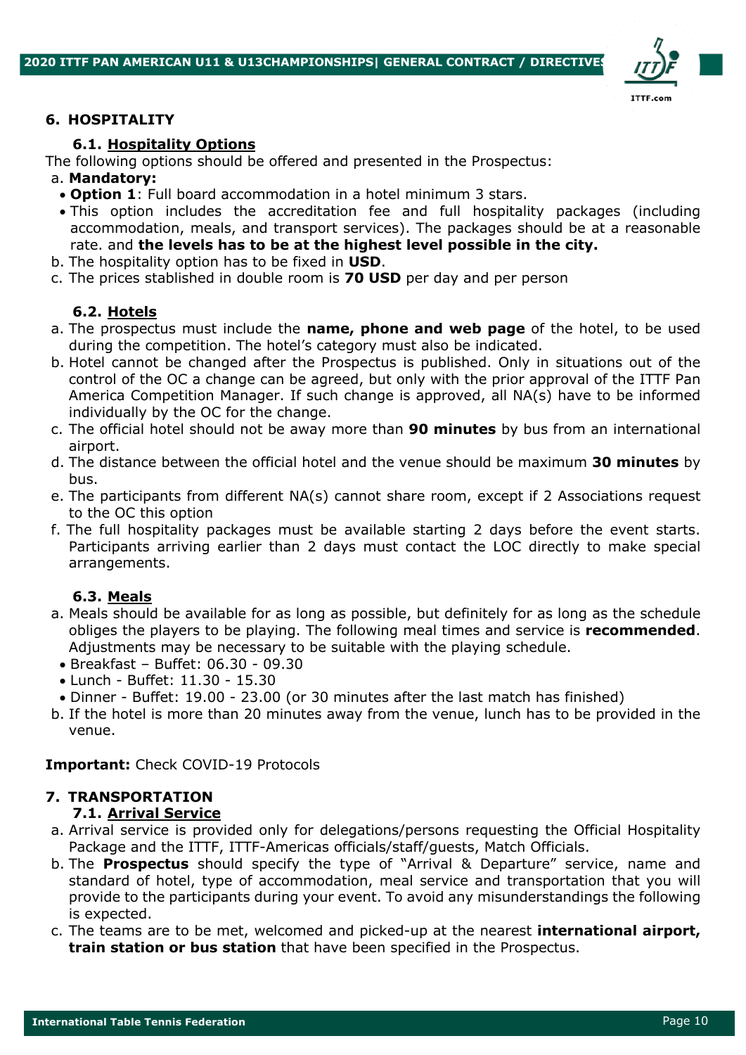## 6. HOSPITALITY

### 6.1. Hospitality Options

The following options should be offered and presented in the Prospectus:

a. **Mandatory:**
- **Option 1**: Full board accommodation in a hotel minimum 3 stars.
- This option includes the accreditation fee and full hospitality packages (including accommodation, meals, and transport services). The packages should be at a reasonable rate. and **the levels has to be at the highest level possible in the city.**

b. The hospitality option has to be fixed in **USD**.

c. The prices stablished in double room is **70 USD** per day and per person

### 6.2. Hotels

a. The prospectus must include the **name, phone and web page** of the hotel, to be used during the competition. The hotel's category must also be indicated.

b. Hotel cannot be changed after the Prospectus is published. Only in situations out of the control of the OC a change can be agreed, but only with the prior approval of the ITTF Pan America Competition Manager. If such change is approved, all NA(s) have to be informed individually by the OC for the change.

c. The official hotel should not be away more than **90 minutes** by bus from an international airport.

d. The distance between the official hotel and the venue should be maximum **30 minutes** by bus.

e. The participants from different NA(s) cannot share room, except if 2 Associations request to the OC this option

f. The full hospitality packages must be available starting 2 days before the event starts. Participants arriving earlier than 2 days must contact the LOC directly to make special arrangements.

### 6.3. Meals

a. Meals should be available for as long as possible, but definitely for as long as the schedule obliges the players to be playing. The following meal times and service is **recommended**. Adjustments may be necessary to be suitable with the playing schedule.
- Breakfast – Buffet: 06.30 - 09.30
- Lunch - Buffet: 11.30 - 15.30
- Dinner - Buffet: 19.00 - 23.00 (or 30 minutes after the last match has finished)

b. If the hotel is more than 20 minutes away from the venue, lunch has to be provided in the venue.

**Important:** Check COVID-19 Protocols

## 7. TRANSPORTATION

### 7.1. Arrival Service

a. Arrival service is provided only for delegations/persons requesting the Official Hospitality Package and the ITTF, ITTF-Americas officials/staff/guests, Match Officials.

b. The **Prospectus** should specify the type of "Arrival & Departure" service, name and standard of hotel, type of accommodation, meal service and transportation that you will provide to the participants during your event. To avoid any misunderstandings the following is expected.

c. The teams are to be met, welcomed and picked-up at the nearest **international airport, train station or bus station** that have been specified in the Prospectus.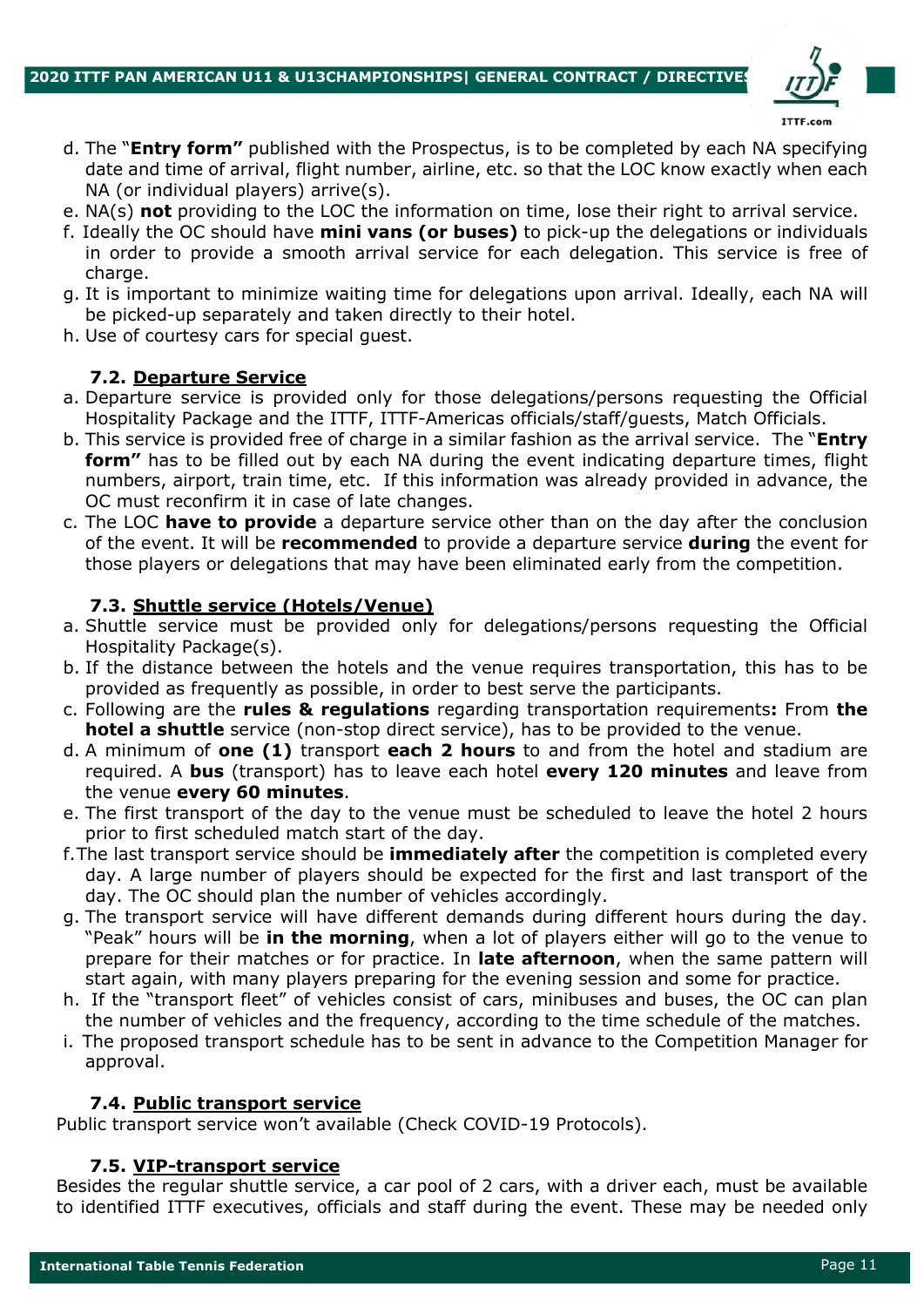d. The "**Entry form"** published with the Prospectus, is to be completed by each NA specifying date and time of arrival, flight number, airline, etc. so that the LOC know exactly when each NA (or individual players) arrive(s).
e. NA(s) **not** providing to the LOC the information on time, lose their right to arrival service.
f. Ideally the OC should have **mini vans (or buses)** to pick-up the delegations or individuals in order to provide a smooth arrival service for each delegation. This service is free of charge.
g. It is important to minimize waiting time for delegations upon arrival. Ideally, each NA will be picked-up separately and taken directly to their hotel.
h. Use of courtesy cars for special guest.

### 7.2. Departure Service

a. Departure service is provided only for those delegations/persons requesting the Official Hospitality Package and the ITTF, ITTF-Americas officials/staff/guests, Match Officials.
b. This service is provided free of charge in a similar fashion as the arrival service. The "**Entry form"** has to be filled out by each NA during the event indicating departure times, flight numbers, airport, train time, etc. If this information was already provided in advance, the OC must reconfirm it in case of late changes.
c. The LOC **have to provide** a departure service other than on the day after the conclusion of the event. It will be **recommended** to provide a departure service **during** the event for those players or delegations that may have been eliminated early from the competition.

### 7.3. Shuttle service (Hotels/Venue)

a. Shuttle service must be provided only for delegations/persons requesting the Official Hospitality Package(s).
b. If the distance between the hotels and the venue requires transportation, this has to be provided as frequently as possible, in order to best serve the participants.
c. Following are the **rules & regulations** regarding transportation requirements**:** From **the hotel a shuttle** service (non-stop direct service), has to be provided to the venue.
d. A minimum of **one (1)** transport **each 2 hours** to and from the hotel and stadium are required. A **bus** (transport) has to leave each hotel **every 120 minutes** and leave from the venue **every 60 minutes**.
e. The first transport of the day to the venue must be scheduled to leave the hotel 2 hours prior to first scheduled match start of the day.
f. The last transport service should be **immediately after** the competition is completed every day. A large number of players should be expected for the first and last transport of the day. The OC should plan the number of vehicles accordingly.
g. The transport service will have different demands during different hours during the day. "Peak" hours will be **in the morning**, when a lot of players either will go to the venue to prepare for their matches or for practice. In **late afternoon**, when the same pattern will start again, with many players preparing for the evening session and some for practice.
h. If the "transport fleet" of vehicles consist of cars, minibuses and buses, the OC can plan the number of vehicles and the frequency, according to the time schedule of the matches.
i. The proposed transport schedule has to be sent in advance to the Competition Manager for approval.

### 7.4. Public transport service

Public transport service won't available (Check COVID-19 Protocols).

### 7.5. VIP-transport service

Besides the regular shuttle service, a car pool of 2 cars, with a driver each, must be available to identified ITTF executives, officials and staff during the event. These may be needed only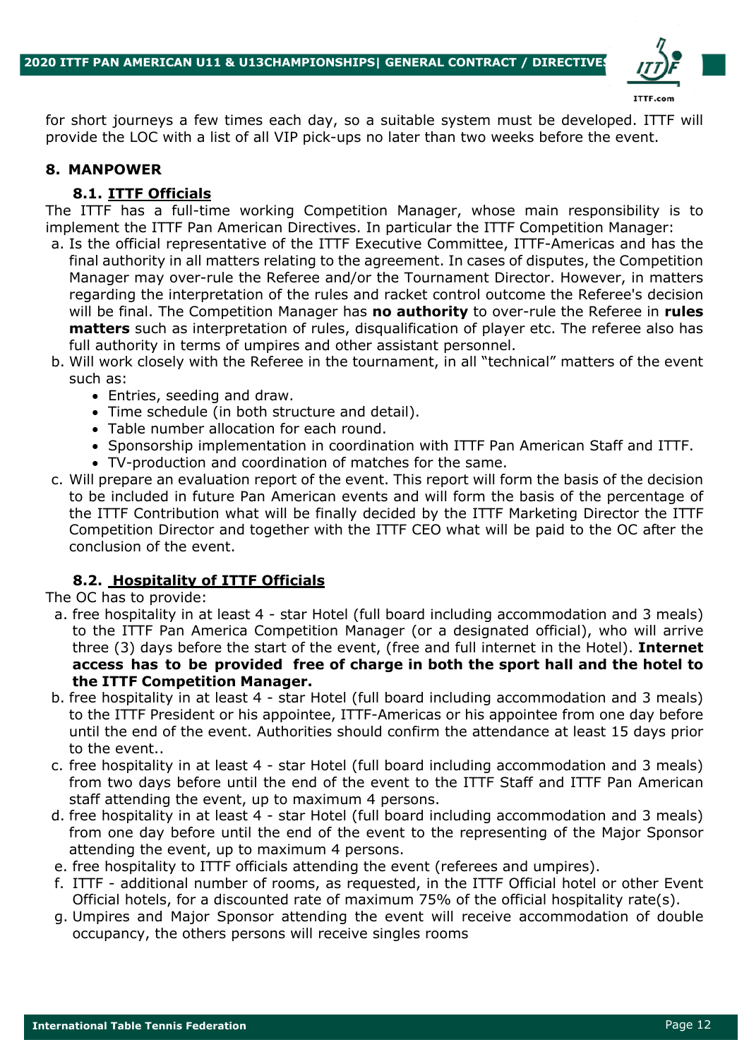for short journeys a few times each day, so a suitable system must be developed. ITTF will provide the LOC with a list of all VIP pick-ups no later than two weeks before the event.

## 8. MANPOWER

### 8.1. ITTF Officials

The ITTF has a full-time working Competition Manager, whose main responsibility is to implement the ITTF Pan American Directives. In particular the ITTF Competition Manager:

a. Is the official representative of the ITTF Executive Committee, ITTF-Americas and has the final authority in all matters relating to the agreement. In cases of disputes, the Competition Manager may over-rule the Referee and/or the Tournament Director. However, in matters regarding the interpretation of the rules and racket control outcome the Referee's decision will be final. The Competition Manager has **no authority** to over-rule the Referee in **rules matters** such as interpretation of rules, disqualification of player etc. The referee also has full authority in terms of umpires and other assistant personnel.

b. Will work closely with the Referee in the tournament, in all "technical" matters of the event such as:
   - Entries, seeding and draw.
   - Time schedule (in both structure and detail).
   - Table number allocation for each round.
   - Sponsorship implementation in coordination with ITTF Pan American Staff and ITTF.
   - TV-production and coordination of matches for the same.

c. Will prepare an evaluation report of the event. This report will form the basis of the decision to be included in future Pan American events and will form the basis of the percentage of the ITTF Contribution what will be finally decided by the ITTF Marketing Director the ITTF Competition Director and together with the ITTF CEO what will be paid to the OC after the conclusion of the event.

### 8.2. Hospitality of ITTF Officials

The OC has to provide:

a. free hospitality in at least 4 - star Hotel (full board including accommodation and 3 meals) to the ITTF Pan America Competition Manager (or a designated official), who will arrive three (3) days before the start of the event, (free and full internet in the Hotel). **Internet access has to be provided free of charge in both the sport hall and the hotel to the ITTF Competition Manager.**

b. free hospitality in at least 4 - star Hotel (full board including accommodation and 3 meals) to the ITTF President or his appointee, ITTF-Americas or his appointee from one day before until the end of the event. Authorities should confirm the attendance at least 15 days prior to the event..

c. free hospitality in at least 4 - star Hotel (full board including accommodation and 3 meals) from two days before until the end of the event to the ITTF Staff and ITTF Pan American staff attending the event, up to maximum 4 persons.

d. free hospitality in at least 4 - star Hotel (full board including accommodation and 3 meals) from one day before until the end of the event to the representing of the Major Sponsor attending the event, up to maximum 4 persons.

e. free hospitality to ITTF officials attending the event (referees and umpires).

f. ITTF - additional number of rooms, as requested, in the ITTF Official hotel or other Event Official hotels, for a discounted rate of maximum 75% of the official hospitality rate(s).

g. Umpires and Major Sponsor attending the event will receive accommodation of double occupancy, the others persons will receive singles rooms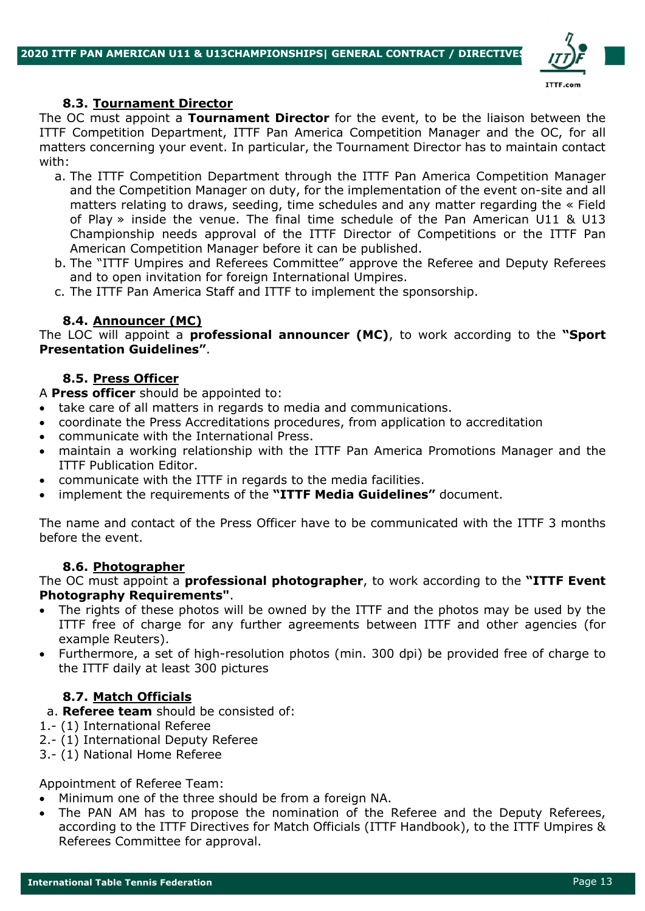### 8.3. Tournament Director

The OC must appoint a **Tournament Director** for the event, to be the liaison between the ITTF Competition Department, ITTF Pan America Competition Manager and the OC, for all matters concerning your event. In particular, the Tournament Director has to maintain contact with:

a. The ITTF Competition Department through the ITTF Pan America Competition Manager and the Competition Manager on duty, for the implementation of the event on-site and all matters relating to draws, seeding, time schedules and any matter regarding the « Field of Play » inside the venue. The final time schedule of the Pan American U11 & U13 Championship needs approval of the ITTF Director of Competitions or the ITTF Pan American Competition Manager before it can be published.
b. The "ITTF Umpires and Referees Committee" approve the Referee and Deputy Referees and to open invitation for foreign International Umpires.
c. The ITTF Pan America Staff and ITTF to implement the sponsorship.

### 8.4. Announcer (MC)

The LOC will appoint a **professional announcer (MC)**, to work according to the **"Sport Presentation Guidelines"**.

### 8.5. Press Officer

A **Press officer** should be appointed to:

- take care of all matters in regards to media and communications.
- coordinate the Press Accreditations procedures, from application to accreditation
- communicate with the International Press.
- maintain a working relationship with the ITTF Pan America Promotions Manager and the ITTF Publication Editor.
- communicate with the ITTF in regards to the media facilities.
- implement the requirements of the **"ITTF Media Guidelines"** document.

The name and contact of the Press Officer have to be communicated with the ITTF 3 months before the event.

### 8.6. Photographer

The OC must appoint a **professional photographer**, to work according to the **"ITTF Event Photography Requirements"**.

- The rights of these photos will be owned by the ITTF and the photos may be used by the ITTF free of charge for any further agreements between ITTF and other agencies (for example Reuters).
- Furthermore, a set of high-resolution photos (min. 300 dpi) be provided free of charge to the ITTF daily at least 300 pictures

### 8.7. Match Officials

a. **Referee team** should be consisted of:

1.- (1) International Referee
2.- (1) International Deputy Referee
3.- (1) National Home Referee

Appointment of Referee Team:

- Minimum one of the three should be from a foreign NA.
- The PAN AM has to propose the nomination of the Referee and the Deputy Referees, according to the ITTF Directives for Match Officials (ITTF Handbook), to the ITTF Umpires & Referees Committee for approval.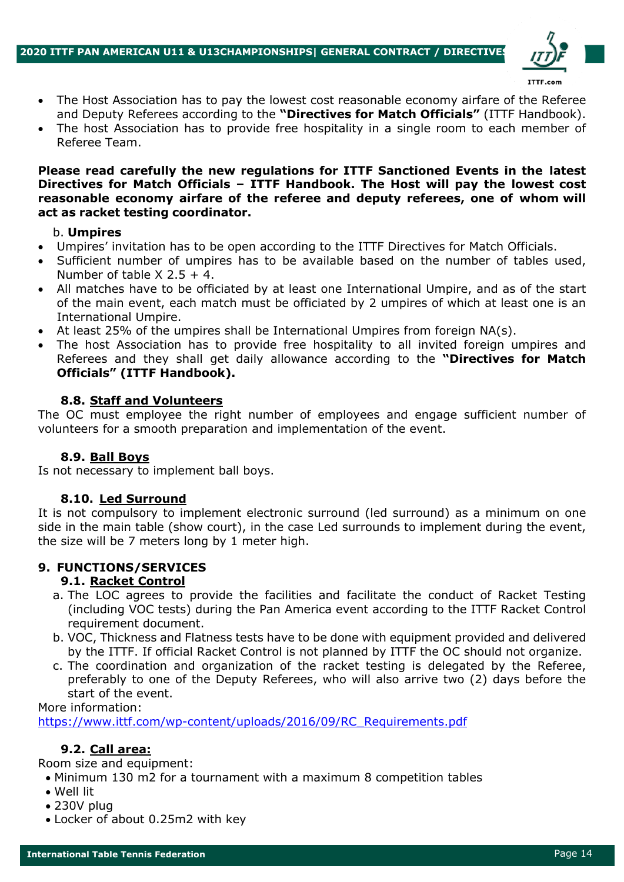- The Host Association has to pay the lowest cost reasonable economy airfare of the Referee and Deputy Referees according to the **"Directives for Match Officials"** (ITTF Handbook).
- The host Association has to provide free hospitality in a single room to each member of Referee Team.

**Please read carefully the new regulations for ITTF Sanctioned Events in the latest Directives for Match Officials – ITTF Handbook. The Host will pay the lowest cost reasonable economy airfare of the referee and deputy referees, one of whom will act as racket testing coordinator.**

b. **Umpires**

- Umpires' invitation has to be open according to the ITTF Directives for Match Officials.
- Sufficient number of umpires has to be available based on the number of tables used, Number of table X 2.5 + 4.
- All matches have to be officiated by at least one International Umpire, and as of the start of the main event, each match must be officiated by 2 umpires of which at least one is an International Umpire.
- At least 25% of the umpires shall be International Umpires from foreign NA(s).
- The host Association has to provide free hospitality to all invited foreign umpires and Referees and they shall get daily allowance according to the **"Directives for Match Officials" (ITTF Handbook).**

### 8.8. Staff and Volunteers

The OC must employee the right number of employees and engage sufficient number of volunteers for a smooth preparation and implementation of the event.

### 8.9. Ball Boys

Is not necessary to implement ball boys.

### 8.10. Led Surround

It is not compulsory to implement electronic surround (led surround) as a minimum on one side in the main table (show court), in the case Led surrounds to implement during the event, the size will be 7 meters long by 1 meter high.

## 9. FUNCTIONS/SERVICES

### 9.1. Racket Control

a. The LOC agrees to provide the facilities and facilitate the conduct of Racket Testing (including VOC tests) during the Pan America event according to the ITTF Racket Control requirement document.

b. VOC, Thickness and Flatness tests have to be done with equipment provided and delivered by the ITTF. If official Racket Control is not planned by ITTF the OC should not organize.

c. The coordination and organization of the racket testing is delegated by the Referee, preferably to one of the Deputy Referees, who will also arrive two (2) days before the start of the event.

More information:
https://www.ittf.com/wp-content/uploads/2016/09/RC_Requirements.pdf

### 9.2. Call area:

Room size and equipment:

- Minimum 130 m2 for a tournament with a maximum 8 competition tables
- Well lit
- 230V plug
- Locker of about 0.25m2 with key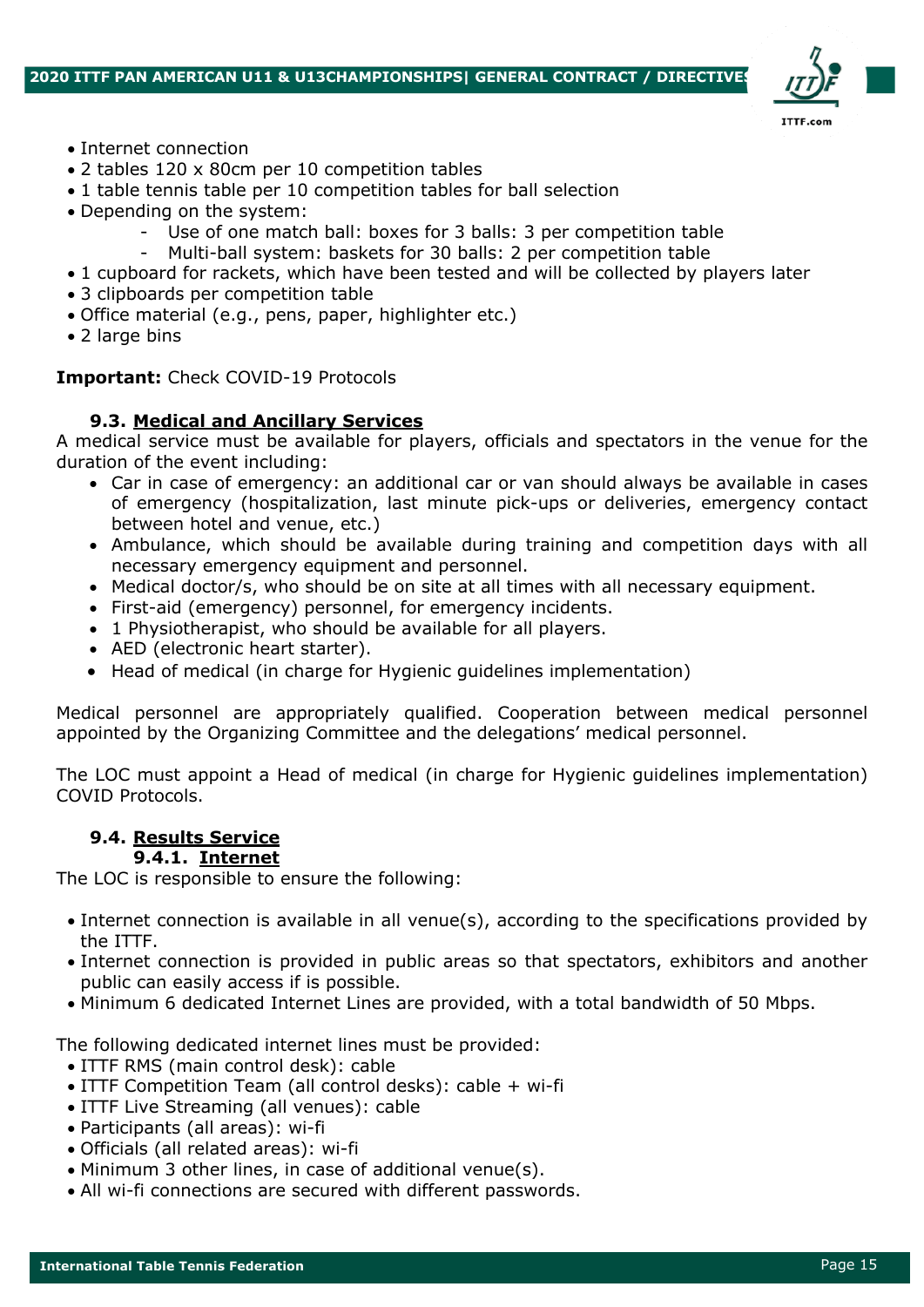- Internet connection
- 2 tables 120 x 80cm per 10 competition tables
- 1 table tennis table per 10 competition tables for ball selection
- Depending on the system:
    - Use of one match ball: boxes for 3 balls: 3 per competition table
    - Multi-ball system: baskets for 30 balls: 2 per competition table
- 1 cupboard for rackets, which have been tested and will be collected by players later
- 3 clipboards per competition table
- Office material (e.g., pens, paper, highlighter etc.)
- 2 large bins

**Important:** Check COVID-19 Protocols

### 9.3. Medical and Ancillary Services

A medical service must be available for players, officials and spectators in the venue for the duration of the event including:

- Car in case of emergency: an additional car or van should always be available in cases of emergency (hospitalization, last minute pick-ups or deliveries, emergency contact between hotel and venue, etc.)
- Ambulance, which should be available during training and competition days with all necessary emergency equipment and personnel.
- Medical doctor/s, who should be on site at all times with all necessary equipment.
- First-aid (emergency) personnel, for emergency incidents.
- 1 Physiotherapist, who should be available for all players.
- AED (electronic heart starter).
- Head of medical (in charge for Hygienic guidelines implementation)

Medical personnel are appropriately qualified. Cooperation between medical personnel appointed by the Organizing Committee and the delegations' medical personnel.

The LOC must appoint a Head of medical (in charge for Hygienic guidelines implementation) COVID Protocols.

### 9.4. Results Service

#### 9.4.1. Internet

The LOC is responsible to ensure the following:

- Internet connection is available in all venue(s), according to the specifications provided by the ITTF.
- Internet connection is provided in public areas so that spectators, exhibitors and another public can easily access it if is possible.
- Minimum 6 dedicated Internet Lines are provided, with a total bandwidth of 50 Mbps.

The following dedicated internet lines must be provided:

- ITTF RMS (main control desk): cable
- ITTF Competition Team (all control desks): cable + wi-fi
- ITTF Live Streaming (all venues): cable
- Participants (all areas): wi-fi
- Officials (all related areas): wi-fi
- Minimum 3 other lines, in case of additional venue(s).
- All wi-fi connections are secured with different passwords.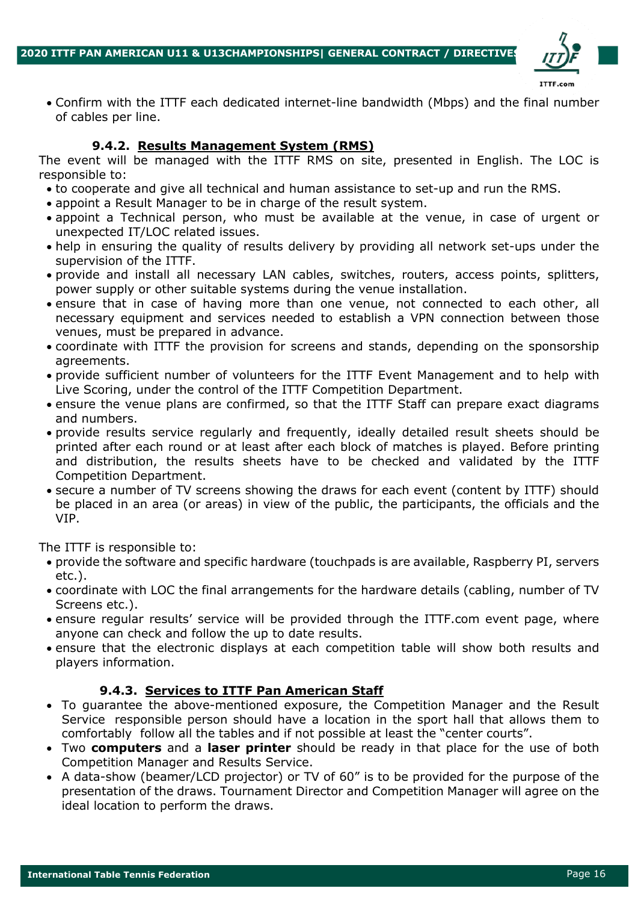- Confirm with the ITTF each dedicated internet-line bandwidth (Mbps) and the final number of cables per line.

#### 9.4.2. Results Management System (RMS)

The event will be managed with the ITTF RMS on site, presented in English. The LOC is responsible to:

- to cooperate and give all technical and human assistance to set-up and run the RMS.
- appoint a Result Manager to be in charge of the result system.
- appoint a Technical person, who must be available at the venue, in case of urgent or unexpected IT/LOC related issues.
- help in ensuring the quality of results delivery by providing all network set-ups under the supervision of the ITTF.
- provide and install all necessary LAN cables, switches, routers, access points, splitters, power supply or other suitable systems during the venue installation.
- ensure that in case of having more than one venue, not connected to each other, all necessary equipment and services needed to establish a VPN connection between those venues, must be prepared in advance.
- coordinate with ITTF the provision for screens and stands, depending on the sponsorship agreements.
- provide sufficient number of volunteers for the ITTF Event Management and to help with Live Scoring, under the control of the ITTF Competition Department.
- ensure the venue plans are confirmed, so that the ITTF Staff can prepare exact diagrams and numbers.
- provide results service regularly and frequently, ideally detailed result sheets should be printed after each round or at least after each block of matches is played. Before printing and distribution, the results sheets have to be checked and validated by the ITTF Competition Department.
- secure a number of TV screens showing the draws for each event (content by ITTF) should be placed in an area (or areas) in view of the public, the participants, the officials and the VIP.

The ITTF is responsible to:

- provide the software and specific hardware (touchpads is are available, Raspberry PI, servers etc.).
- coordinate with LOC the final arrangements for the hardware details (cabling, number of TV Screens etc.).
- ensure regular results' service will be provided through the ITTF.com event page, where anyone can check and follow the up to date results.
- ensure that the electronic displays at each competition table will show both results and players information.

#### 9.4.3. Services to ITTF Pan American Staff

- To guarantee the above-mentioned exposure, the Competition Manager and the Result Service responsible person should have a location in the sport hall that allows them to comfortably follow all the tables and if not possible at least the "center courts".
- Two **computers** and a **laser printer** should be ready in that place for the use of both Competition Manager and Results Service.
- A data-show (beamer/LCD projector) or TV of 60" is to be provided for the purpose of the presentation of the draws. Tournament Director and Competition Manager will agree on the ideal location to perform the draws.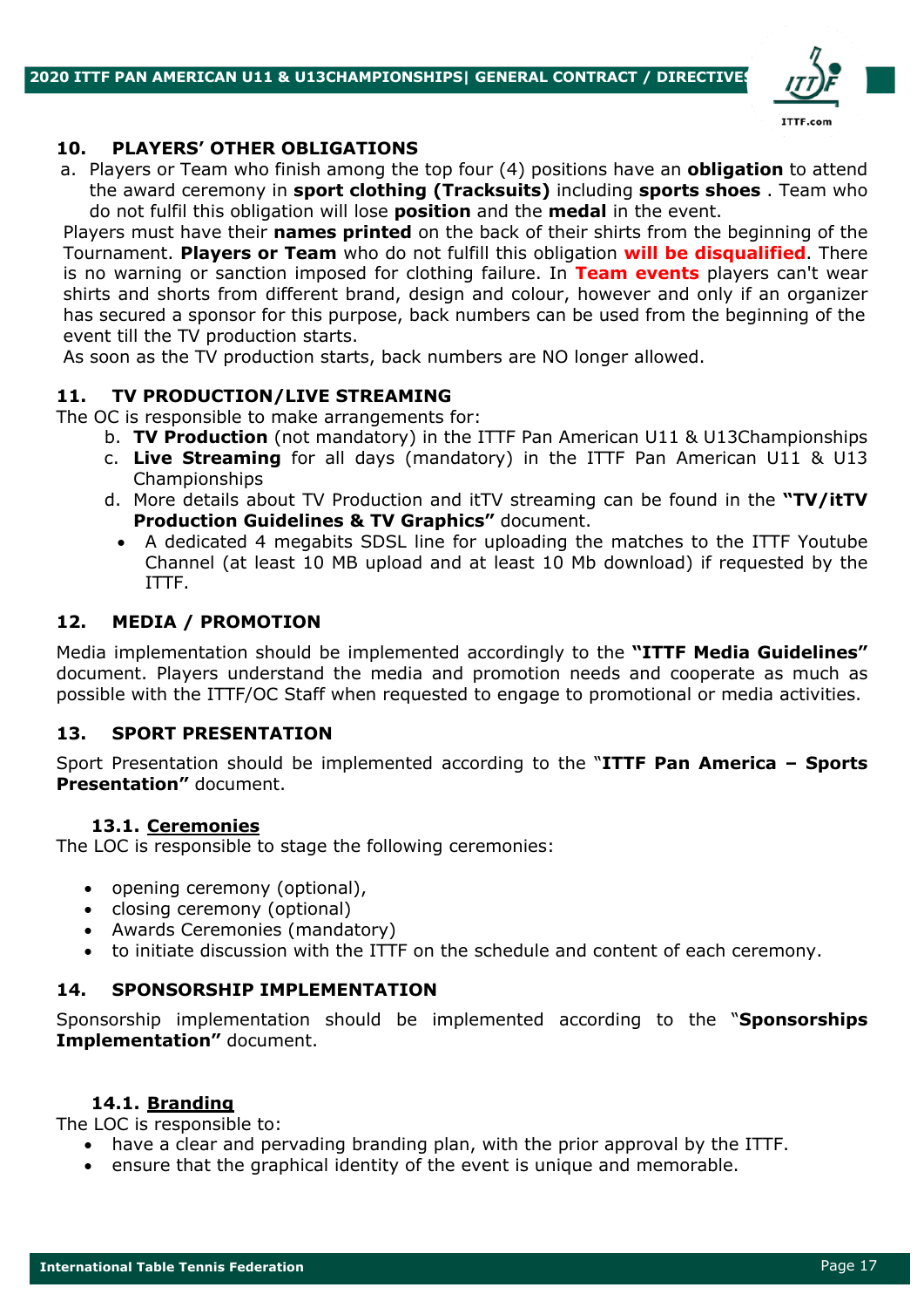## 10. PLAYERS' OTHER OBLIGATIONS

a. Players or Team who finish among the top four (4) positions have an **obligation** to attend the award ceremony in **sport clothing (Tracksuits)** including **sports shoes** . Team who do not fulfil this obligation will lose **position** and the **medal** in the event.

Players must have their **names printed** on the back of their shirts from the beginning of the Tournament. **Players or Team** who do not fulfill this obligation **will be disqualified**. There is no warning or sanction imposed for clothing failure. In **Team events** players can't wear shirts and shorts from different brand, design and colour, however and only if an organizer has secured a sponsor for this purpose, back numbers can be used from the beginning of the event till the TV production starts.

As soon as the TV production starts, back numbers are NO longer allowed.

## 11. TV PRODUCTION/LIVE STREAMING

The OC is responsible to make arrangements for:

b. **TV Production** (not mandatory) in the ITTF Pan American U11 & U13Championships
c. **Live Streaming** for all days (mandatory) in the ITTF Pan American U11 & U13 Championships
d. More details about TV Production and itTV streaming can be found in the **"TV/itTV Production Guidelines & TV Graphics"** document.

- A dedicated 4 megabits SDSL line for uploading the matches to the ITTF Youtube Channel (at least 10 MB upload and at least 10 Mb download) if requested by the ITTF.

## 12. MEDIA / PROMOTION

Media implementation should be implemented accordingly to the **"ITTF Media Guidelines"** document. Players understand the media and promotion needs and cooperate as much as possible with the ITTF/OC Staff when requested to engage to promotional or media activities.

## 13. SPORT PRESENTATION

Sport Presentation should be implemented according to the "**ITTF Pan America – Sports Presentation"** document.

### 13.1. <u>Ceremonies</u>

The LOC is responsible to stage the following ceremonies:

- opening ceremony (optional),
- closing ceremony (optional)
- Awards Ceremonies (mandatory)
- to initiate discussion with the ITTF on the schedule and content of each ceremony.

## 14. SPONSORSHIP IMPLEMENTATION

Sponsorship implementation should be implemented according to the "**Sponsorships Implementation"** document.

### 14.1. <u>Branding</u>

The LOC is responsible to:

- have a clear and pervading branding plan, with the prior approval by the ITTF.
- ensure that the graphical identity of the event is unique and memorable.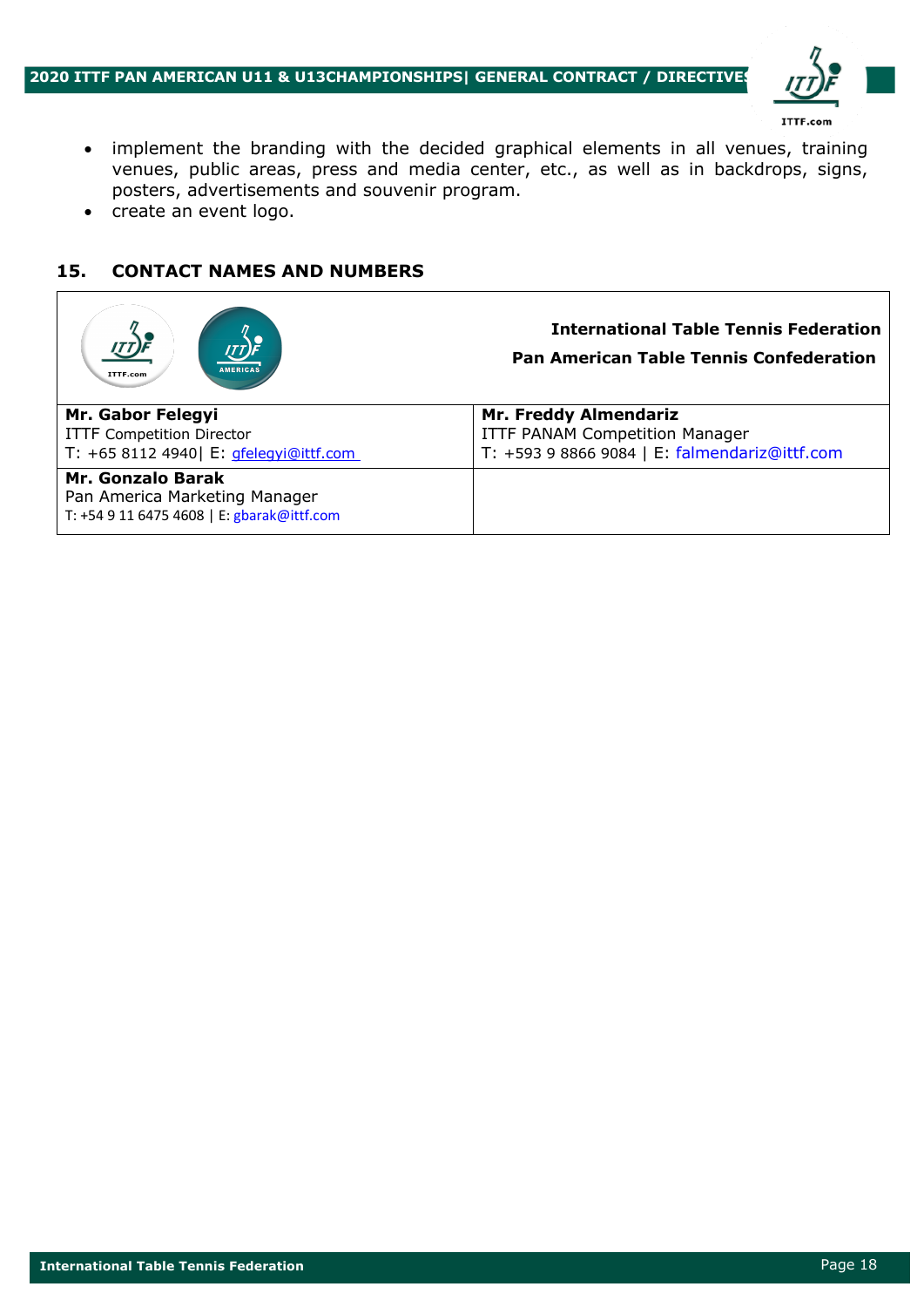- implement the branding with the decided graphical elements in all venues, training venues, public areas, press and media center, etc., as well as in backdrops, signs, posters, advertisements and souvenir program.
- create an event logo.

## 15. CONTACT NAMES AND NUMBERS

| | |
|---|---|
| | **International Table Tennis Federation**<br>**Pan American Table Tennis Confederation** |
| **Mr. Gabor Felegyi**<br>ITTF Competition Director<br>T: +65 8112 4940\| E: gfelegyi@ittf.com | **Mr. Freddy Almendariz**<br>ITTF PANAM Competition Manager<br>T: +593 9 8866 9084 \| E: falmendariz@ittf.com |
| **Mr. Gonzalo Barak**<br>Pan America Marketing Manager<br>T: +54 9 11 6475 4608 \| E: gbarak@ittf.com | |